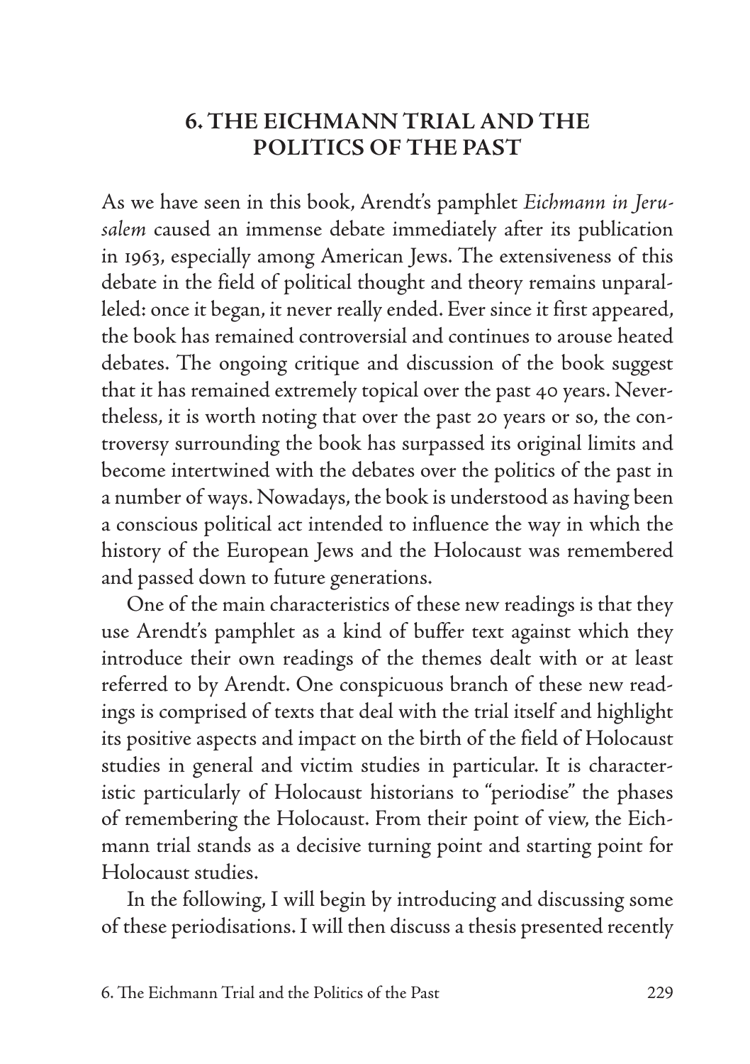# 6. THE EICHMANN TRIAL AND THE POLITICS OF THE PAST

As we have seen in this book, Arendt's pamphlet *Eichmann in Jerusalem* caused an immense debate immediately after its publication in 1963, especially among American Jews. The extensiveness of this debate in the field of political thought and theory remains unparalleled: once it began, it never really ended. Ever since it first appeared, the book has remained controversial and continues to arouse heated debates. The ongoing critique and discussion of the book suggest that it has remained extremely topical over the past 40 years. Nevertheless, it is worth noting that over the past 20 years or so, the controversy surrounding the book has surpassed its original limits and become intertwined with the debates over the politics of the past in a number of ways. Nowadays, the book is understood as having been a conscious political act intended to influence the way in which the history of the European Jews and the Holocaust was remembered and passed down to future generations.

One of the main characteristics of these new readings is that they use Arendt's pamphlet as a kind of buffer text against which they introduce their own readings of the themes dealt with or at least referred to by Arendt. One conspicuous branch of these new readings is comprised of texts that deal with the trial itself and highlight its positive aspects and impact on the birth of the field of Holocaust studies in general and victim studies in particular. It is characteristic particularly of Holocaust historians to "periodise" the phases of remembering the Holocaust. From their point of view, the Eichmann trial stands as a decisive turning point and starting point for Holocaust studies.

In the following, I will begin by introducing and discussing some of these periodisations. I will then discuss a thesis presented recently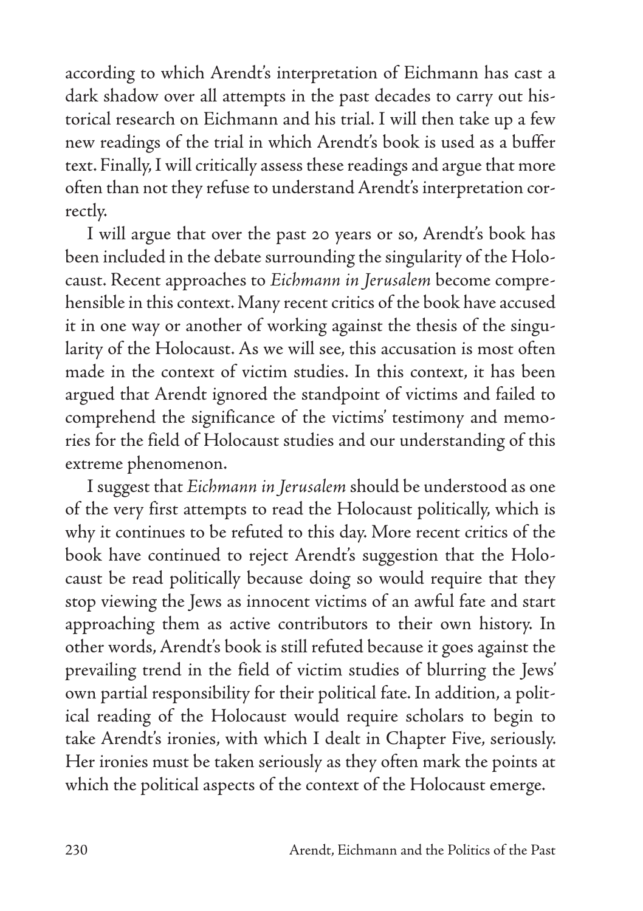according to which Arendt's interpretation of Eichmann has cast a dark shadow over all attempts in the past decades to carry out historical research on Eichmann and his trial. I will then take up a few new readings of the trial in which Arendt's book is used as a buffer text. Finally, I will critically assess these readings and argue that more often than not they refuse to understand Arendt's interpretation correctly.

I will argue that over the past 20 years or so, Arendt's book has been included in the debate surrounding the singularity of the Holocaust. Recent approaches to *Eichmann in Jerusalem* become comprehensible in this context. Many recent critics of the book have accused it in one way or another of working against the thesis of the singularity of the Holocaust. As we will see, this accusation is most often made in the context of victim studies. In this context, it has been argued that Arendt ignored the standpoint of victims and failed to comprehend the significance of the victims' testimony and memories for the field of Holocaust studies and our understanding of this extreme phenomenon.

I suggest that *Eichmann in Jerusalem* should be understood as one of the very first attempts to read the Holocaust politically, which is why it continues to be refuted to this day. More recent critics of the book have continued to reject Arendt's suggestion that the Holocaust be read politically because doing so would require that they stop viewing the Jews as innocent victims of an awful fate and start approaching them as active contributors to their own history. In other words, Arendt's book is still refuted because it goes against the prevailing trend in the field of victim studies of blurring the Jews' own partial responsibility for their political fate. In addition, a political reading of the Holocaust would require scholars to begin to take Arendt's ironies, with which I dealt in Chapter Five, seriously. Her ironies must be taken seriously as they often mark the points at which the political aspects of the context of the Holocaust emerge.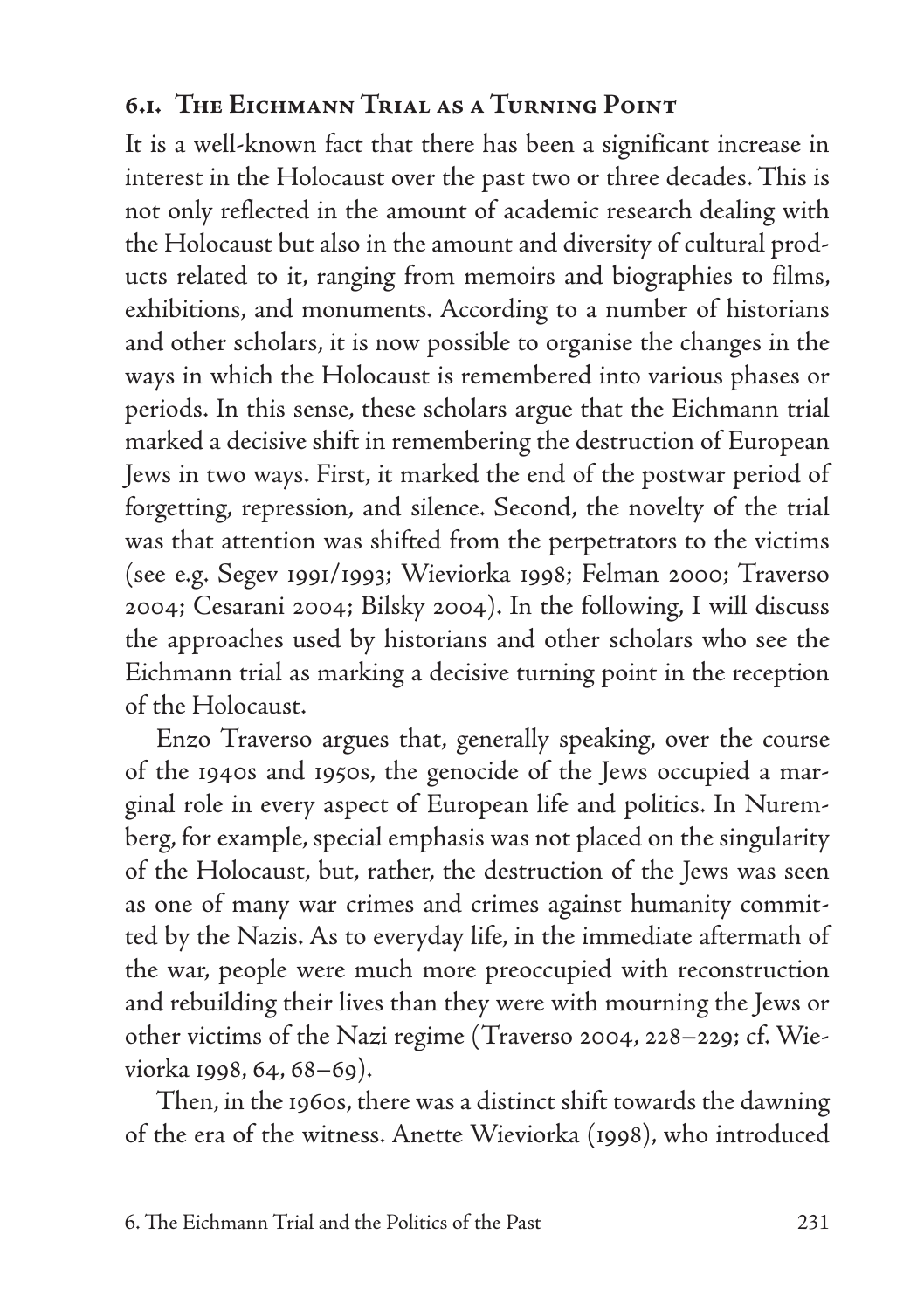## 6.1. The Eichmann Trial as a Turning Point

It is a well-known fact that there has been a significant increase in interest in the Holocaust over the past two or three decades. This is not only reflected in the amount of academic research dealing with the Holocaust but also in the amount and diversity of cultural products related to it, ranging from memoirs and biographies to films, exhibitions, and monuments. According to a number of historians and other scholars, it is now possible to organise the changes in the ways in which the Holocaust is remembered into various phases or periods. In this sense, these scholars argue that the Eichmann trial marked a decisive shift in remembering the destruction of European Jews in two ways. First, it marked the end of the postwar period of forgetting, repression, and silence. Second, the novelty of the trial was that attention was shifted from the perpetrators to the victims (see e.g. Segev 1991/1993; Wieviorka 1998; Felman 2000; Traverso 2004; Cesarani 2004; Bilsky 2004). In the following, I will discuss the approaches used by historians and other scholars who see the Eichmann trial as marking a decisive turning point in the reception of the Holocaust.

Enzo Traverso argues that, generally speaking, over the course of the 1940s and 1950s, the genocide of the Jews occupied a marginal role in every aspect of European life and politics. In Nuremberg, for example, special emphasis was not placed on the singularity of the Holocaust, but, rather, the destruction of the Jews was seen as one of many war crimes and crimes against humanity committed by the Nazis. As to everyday life, in the immediate aftermath of the war, people were much more preoccupied with reconstruction and rebuilding their lives than they were with mourning the Jews or other victims of the Nazi regime (Traverso 2004, 228–229; cf. Wieviorka 1998, 64, 68–69).

Then, in the 1960s, there was a distinct shift towards the dawning of the era of the witness. Anette Wieviorka (1998), who introduced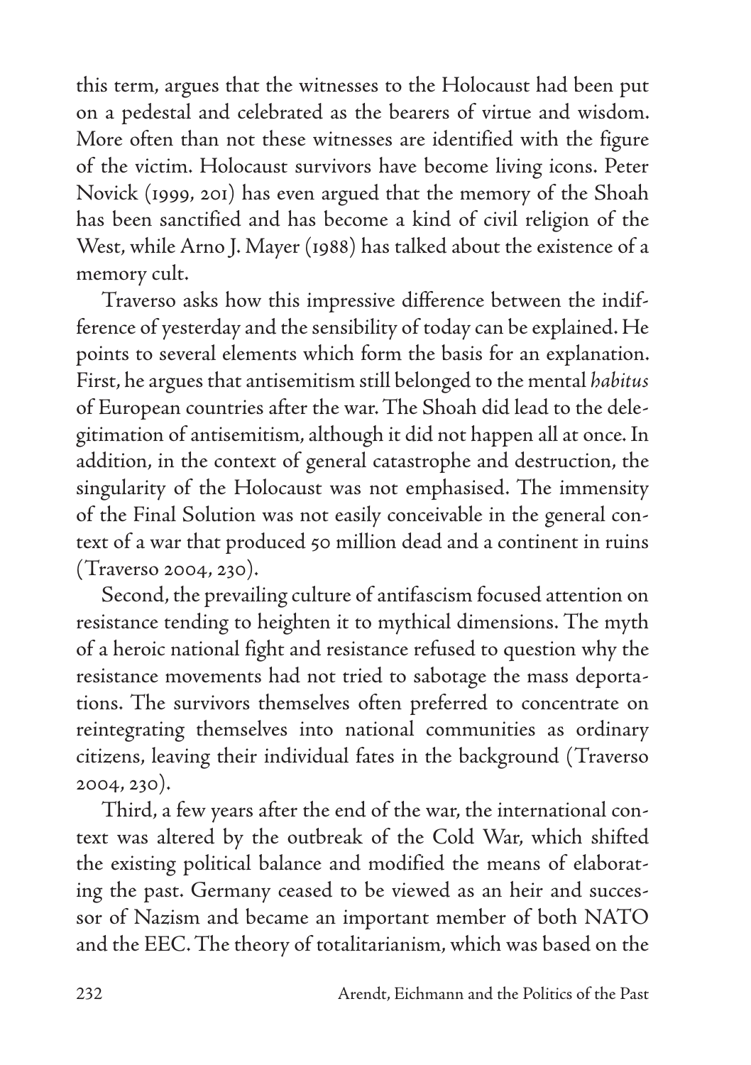this term, argues that the witnesses to the Holocaust had been put on a pedestal and celebrated as the bearers of virtue and wisdom. More often than not these witnesses are identified with the figure of the victim. Holocaust survivors have become living icons. Peter Novick (1999, 201) has even argued that the memory of the Shoah has been sanctified and has become a kind of civil religion of the West, while Arno J. Mayer (1988) has talked about the existence of a memory cult.

Traverso asks how this impressive difference between the indifference of yesterday and the sensibility of today can be explained. He points to several elements which form the basis for an explanation. First, he argues that antisemitism still belonged to the mental *habitus* of European countries after the war. The Shoah did lead to the delegitimation of antisemitism, although it did not happen all at once. In addition, in the context of general catastrophe and destruction, the singularity of the Holocaust was not emphasised. The immensity of the Final Solution was not easily conceivable in the general context of a war that produced 50 million dead and a continent in ruins (Traverso 2004, 230).

Second, the prevailing culture of antifascism focused attention on resistance tending to heighten it to mythical dimensions. The myth of a heroic national fight and resistance refused to question why the resistance movements had not tried to sabotage the mass deportations. The survivors themselves often preferred to concentrate on reintegrating themselves into national communities as ordinary citizens, leaving their individual fates in the background (Traverso 2004, 230).

Third, a few years after the end of the war, the international context was altered by the outbreak of the Cold War, which shifted the existing political balance and modified the means of elaborating the past. Germany ceased to be viewed as an heir and successor of Nazism and became an important member of both NATO and the EEC. The theory of totalitarianism, which was based on the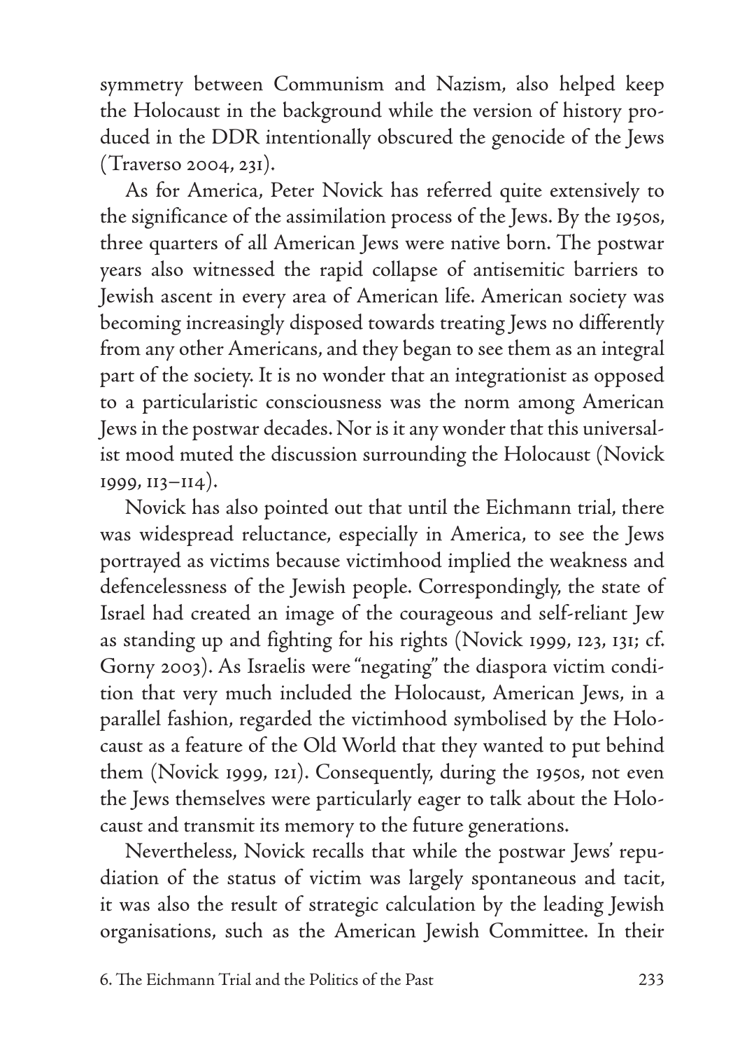symmetry between Communism and Nazism, also helped keep the Holocaust in the background while the version of history produced in the DDR intentionally obscured the genocide of the Jews (Traverso 2004, 231).

As for America, Peter Novick has referred quite extensively to the significance of the assimilation process of the Jews. By the 1950s, three quarters of all American Jews were native born. The postwar years also witnessed the rapid collapse of antisemitic barriers to Jewish ascent in every area of American life. American society was becoming increasingly disposed towards treating Jews no differently from any other Americans, and they began to see them as an integral part of the society. It is no wonder that an integrationist as opposed to a particularistic consciousness was the norm among American Jews in the postwar decades. Nor is it any wonder that this universalist mood muted the discussion surrounding the Holocaust (Novick 1999, 113–114).

Novick has also pointed out that until the Eichmann trial, there was widespread reluctance, especially in America, to see the Jews portrayed as victims because victimhood implied the weakness and defencelessness of the Jewish people. Correspondingly, the state of Israel had created an image of the courageous and self-reliant Jew as standing up and fighting for his rights (Novick 1999, 123, 131; cf. Gorny 2003). As Israelis were "negating" the diaspora victim condition that very much included the Holocaust, American Jews, in a parallel fashion, regarded the victimhood symbolised by the Holocaust as a feature of the Old World that they wanted to put behind them (Novick 1999, 121). Consequently, during the 1950s, not even the Jews themselves were particularly eager to talk about the Holocaust and transmit its memory to the future generations.

Nevertheless, Novick recalls that while the postwar Jews' repudiation of the status of victim was largely spontaneous and tacit, it was also the result of strategic calculation by the leading Jewish organisations, such as the American Jewish Committee. In their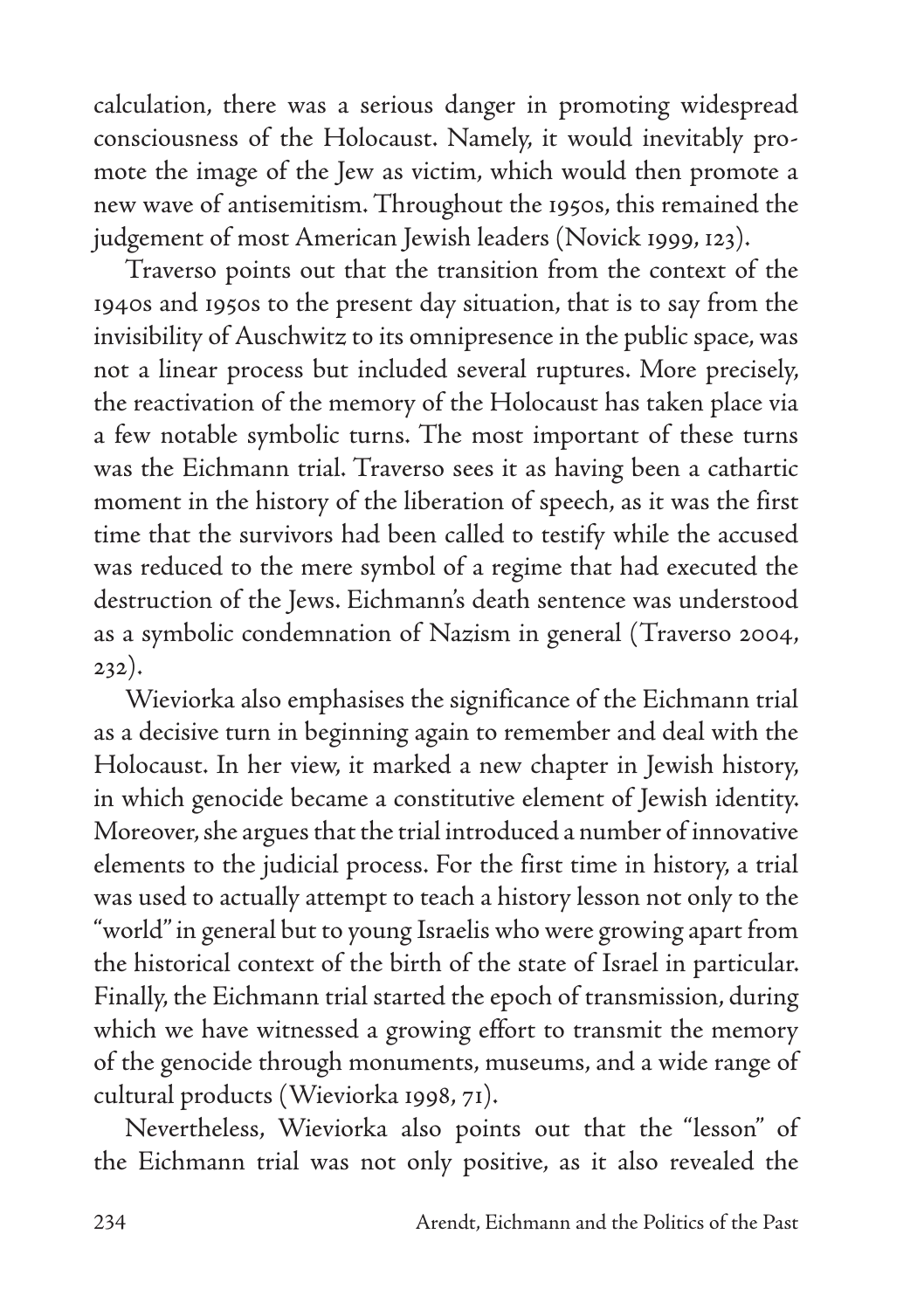calculation, there was a serious danger in promoting widespread consciousness of the Holocaust. Namely, it would inevitably promote the image of the Jew as victim, which would then promote a new wave of antisemitism. Throughout the 1950s, this remained the judgement of most American Jewish leaders (Novick 1999, 123).

Traverso points out that the transition from the context of the 1940s and 1950s to the present day situation, that is to say from the invisibility of Auschwitz to its omnipresence in the public space, was not a linear process but included several ruptures. More precisely, the reactivation of the memory of the Holocaust has taken place via a few notable symbolic turns. The most important of these turns was the Eichmann trial. Traverso sees it as having been a cathartic moment in the history of the liberation of speech, as it was the first time that the survivors had been called to testify while the accused was reduced to the mere symbol of a regime that had executed the destruction of the Jews. Eichmann's death sentence was understood as a symbolic condemnation of Nazism in general (Traverso 2004, 232).

Wieviorka also emphasises the significance of the Eichmann trial as a decisive turn in beginning again to remember and deal with the Holocaust. In her view, it marked a new chapter in Jewish history, in which genocide became a constitutive element of Jewish identity. Moreover, she argues that the trial introduced a number of innovative elements to the judicial process. For the first time in history, a trial was used to actually attempt to teach a history lesson not only to the "world" in general but to young Israelis who were growing apart from the historical context of the birth of the state of Israel in particular. Finally, the Eichmann trial started the epoch of transmission, during which we have witnessed a growing effort to transmit the memory of the genocide through monuments, museums, and a wide range of cultural products (Wieviorka 1998, 71).

Nevertheless, Wieviorka also points out that the "lesson" of the Eichmann trial was not only positive, as it also revealed the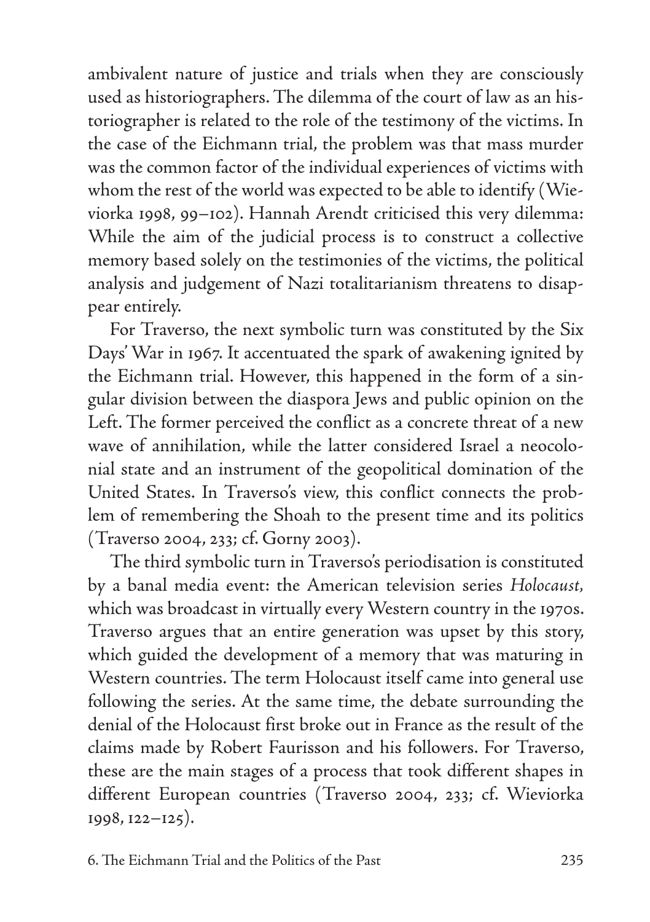ambivalent nature of justice and trials when they are consciously used as historiographers. The dilemma of the court of law as an historiographer is related to the role of the testimony of the victims. In the case of the Eichmann trial, the problem was that mass murder was the common factor of the individual experiences of victims with whom the rest of the world was expected to be able to identify (Wieviorka 1998, 99–102). Hannah Arendt criticised this very dilemma: While the aim of the judicial process is to construct a collective memory based solely on the testimonies of the victims, the political analysis and judgement of Nazi totalitarianism threatens to disappear entirely.

For Traverso, the next symbolic turn was constituted by the Six Days' War in 1967. It accentuated the spark of awakening ignited by the Eichmann trial. However, this happened in the form of a singular division between the diaspora Jews and public opinion on the Left. The former perceived the conflict as a concrete threat of a new wave of annihilation, while the latter considered Israel a neocolonial state and an instrument of the geopolitical domination of the United States. In Traverso's view, this conflict connects the problem of remembering the Shoah to the present time and its politics (Traverso 2004, 233; cf. Gorny 2003).

The third symbolic turn in Traverso's periodisation is constituted by a banal media event: the American television series *Holocaust*, which was broadcast in virtually every Western country in the 1970s. Traverso argues that an entire generation was upset by this story, which guided the development of a memory that was maturing in Western countries. The term Holocaust itself came into general use following the series. At the same time, the debate surrounding the denial of the Holocaust first broke out in France as the result of the claims made by Robert Faurisson and his followers. For Traverso, these are the main stages of a process that took different shapes in different European countries (Traverso 2004, 233; cf. Wieviorka 1998, 122–125).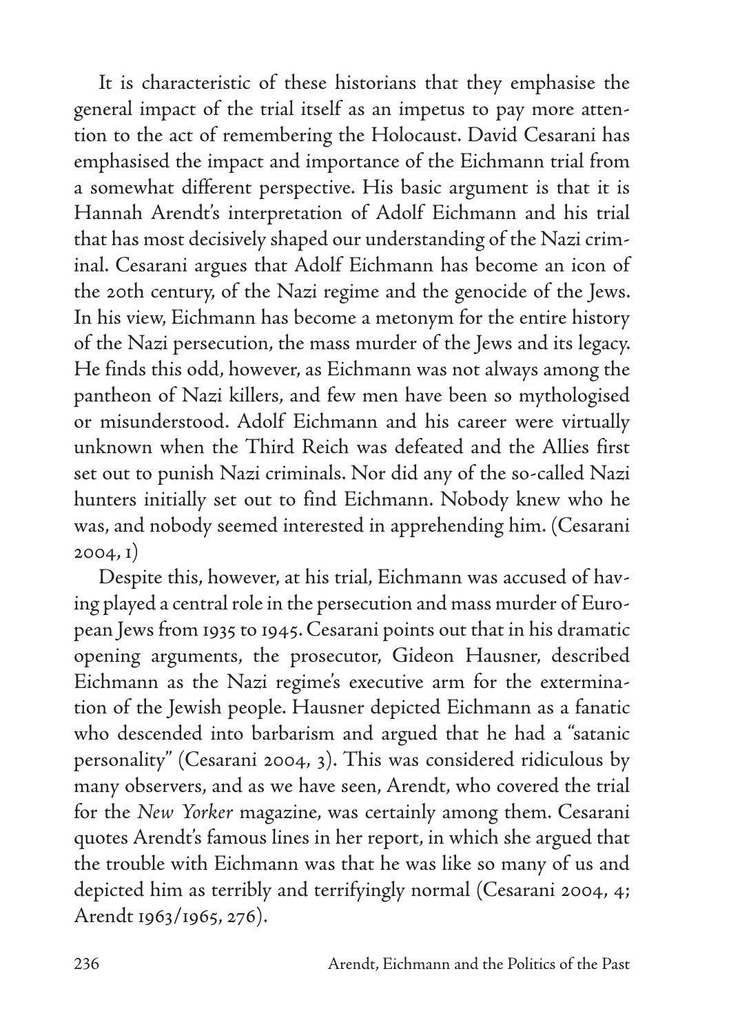It is characteristic of these historians that they emphasise the general impact of the trial itself as an impetus to pay more attention to the act of remembering the Holocaust. David Cesarani has emphasised the impact and importance of the Eichmann trial from a somewhat different perspective. His basic argument is that it is Hannah Arendt's interpretation of Adolf Eichmann and his trial that has most decisively shaped our understanding of the Nazi criminal. Cesarani argues that Adolf Eichmann has become an icon of the 20th century, of the Nazi regime and the genocide of the Jews. In his view, Eichmann has become a metonym for the entire history of the Nazi persecution, the mass murder of the Jews and its legacy. He finds this odd, however, as Eichmann was not always among the pantheon of Nazi killers, and few men have been so mythologised or misunderstood. Adolf Eichmann and his career were virtually unknown when the Third Reich was defeated and the Allies first set out to punish Nazi criminals. Nor did any of the so-called Nazi hunters initially set out to find Eichmann. Nobody knew who he was, and nobody seemed interested in apprehending him. (Cesarani 2004, 1)

Despite this, however, at his trial, Eichmann was accused of having played a central role in the persecution and mass murder of European Jews from 1935 to 1945. Cesarani points out that in his dramatic opening arguments, the prosecutor, Gideon Hausner, described Eichmann as the Nazi regime's executive arm for the extermination of the Jewish people. Hausner depicted Eichmann as a fanatic who descended into barbarism and argued that he had a "satanic personality" (Cesarani 2004, 3). This was considered ridiculous by many observers, and as we have seen, Arendt, who covered the trial for the *New Yorker* magazine, was certainly among them. Cesarani quotes Arendt's famous lines in her report, in which she argued that the trouble with Eichmann was that he was like so many of us and depicted him as terribly and terrifyingly normal (Cesarani 2004, 4; Arendt 1963/1965, 276).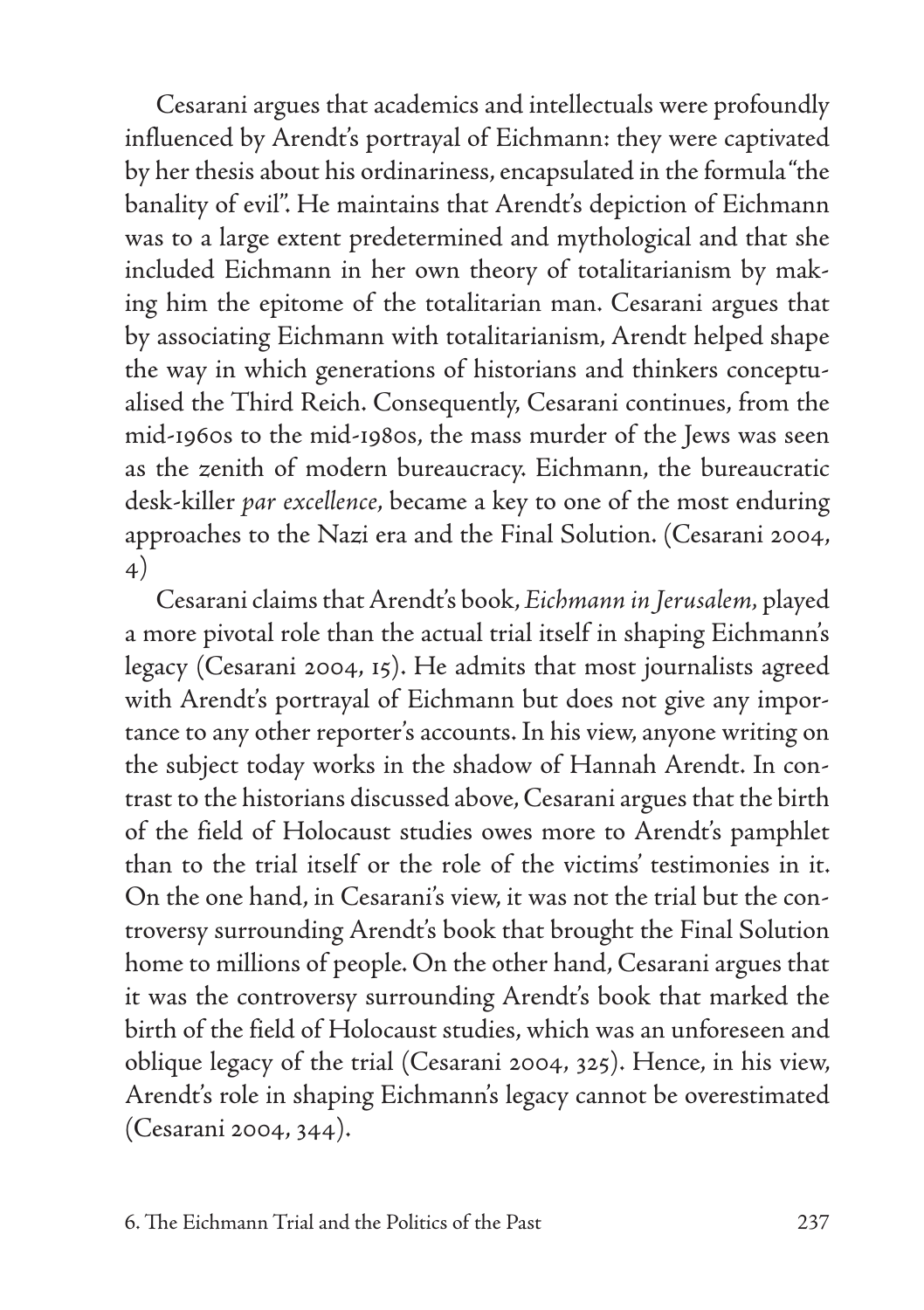Cesarani argues that academics and intellectuals were profoundly influenced by Arendt's portrayal of Eichmann: they were captivated by her thesis about his ordinariness, encapsulated in the formula "the banality of evil". He maintains that Arendt's depiction of Eichmann was to a large extent predetermined and mythological and that she included Eichmann in her own theory of totalitarianism by making him the epitome of the totalitarian man. Cesarani argues that by associating Eichmann with totalitarianism, Arendt helped shape the way in which generations of historians and thinkers conceptualised the Third Reich. Consequently, Cesarani continues, from the mid-1960s to the mid-1980s, the mass murder of the Jews was seen as the zenith of modern bureaucracy. Eichmann, the bureaucratic desk-killer *par excellence*, became a key to one of the most enduring approaches to the Nazi era and the Final Solution. (Cesarani 2004, 4)

Cesarani claims that Arendt's book, *Eichmann in Jerusalem*, played a more pivotal role than the actual trial itself in shaping Eichmann's legacy (Cesarani 2004, 15). He admits that most journalists agreed with Arendt's portrayal of Eichmann but does not give any importance to any other reporter's accounts. In his view, anyone writing on the subject today works in the shadow of Hannah Arendt. In contrast to the historians discussed above, Cesarani argues that the birth of the field of Holocaust studies owes more to Arendt's pamphlet than to the trial itself or the role of the victims' testimonies in it. On the one hand, in Cesarani's view, it was not the trial but the controversy surrounding Arendt's book that brought the Final Solution home to millions of people. On the other hand, Cesarani argues that it was the controversy surrounding Arendt's book that marked the birth of the field of Holocaust studies, which was an unforeseen and oblique legacy of the trial (Cesarani 2004, 325). Hence, in his view, Arendt's role in shaping Eichmann's legacy cannot be overestimated (Cesarani 2004, 344).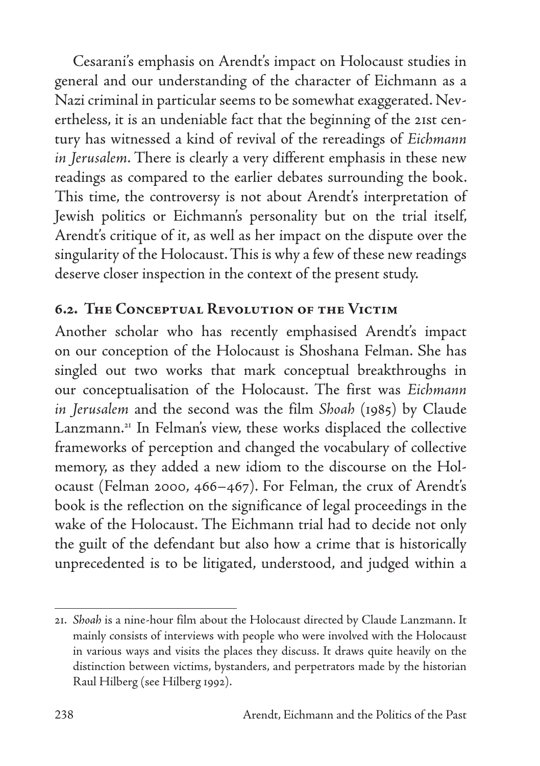Cesarani's emphasis on Arendt's impact on Holocaust studies in general and our understanding of the character of Eichmann as a Nazi criminal in particular seems to be somewhat exaggerated. Nevertheless, it is an undeniable fact that the beginning of the 21st century has witnessed a kind of revival of the rereadings of *Eichmann in Jerusalem*. There is clearly a very different emphasis in these new readings as compared to the earlier debates surrounding the book. This time, the controversy is not about Arendt's interpretation of Jewish politics or Eichmann's personality but on the trial itself, Arendt's critique of it, as well as her impact on the dispute over the singularity of the Holocaust. This is why a few of these new readings deserve closer inspection in the context of the present study.

## 6.2. The Conceptual Revolution of the Victim

Another scholar who has recently emphasised Arendt's impact on our conception of the Holocaust is Shoshana Felman. She has singled out two works that mark conceptual breakthroughs in our conceptualisation of the Holocaust. The first was *Eichmann in Jerusalem* and the second was the film *Shoah* (1985) by Claude Lanzmann.[21] In Felman's view, these works displaced the collective frameworks of perception and changed the vocabulary of collective memory, as they added a new idiom to the discourse on the Holocaust (Felman 2000, 466–467). For Felman, the crux of Arendt's book is the reflection on the significance of legal proceedings in the wake of the Holocaust. The Eichmann trial had to decide not only the guilt of the defendant but also how a crime that is historically unprecedented is to be litigated, understood, and judged within a

21. *Shoah* is a nine-hour film about the Holocaust directed by Claude Lanzmann. It mainly consists of interviews with people who were involved with the Holocaust in various ways and visits the places they discuss. It draws quite heavily on the distinction between victims, bystanders, and perpetrators made by the historian Raul Hilberg (see Hilberg 1992).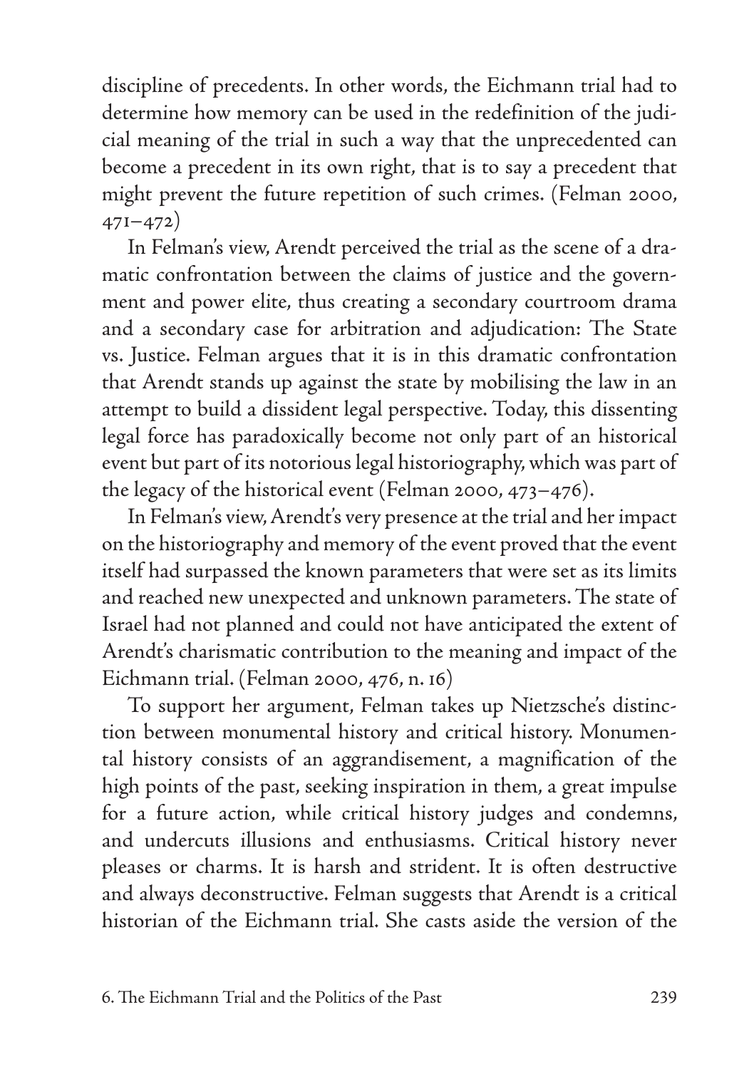discipline of precedents. In other words, the Eichmann trial had to determine how memory can be used in the redefinition of the judicial meaning of the trial in such a way that the unprecedented can become a precedent in its own right, that is to say a precedent that might prevent the future repetition of such crimes. (Felman 2000, 471–472)

In Felman's view, Arendt perceived the trial as the scene of a dramatic confrontation between the claims of justice and the government and power elite, thus creating a secondary courtroom drama and a secondary case for arbitration and adjudication: The State vs. Justice. Felman argues that it is in this dramatic confrontation that Arendt stands up against the state by mobilising the law in an attempt to build a dissident legal perspective. Today, this dissenting legal force has paradoxically become not only part of an historical event but part of its notorious legal historiography, which was part of the legacy of the historical event (Felman 2000, 473–476).

In Felman's view, Arendt's very presence at the trial and her impact on the historiography and memory of the event proved that the event itself had surpassed the known parameters that were set as its limits and reached new unexpected and unknown parameters. The state of Israel had not planned and could not have anticipated the extent of Arendt's charismatic contribution to the meaning and impact of the Eichmann trial. (Felman 2000, 476, n. 16)

To support her argument, Felman takes up Nietzsche's distinction between monumental history and critical history. Monumental history consists of an aggrandisement, a magnification of the high points of the past, seeking inspiration in them, a great impulse for a future action, while critical history judges and condemns, and undercuts illusions and enthusiasms. Critical history never pleases or charms. It is harsh and strident. It is often destructive and always deconstructive. Felman suggests that Arendt is a critical historian of the Eichmann trial. She casts aside the version of the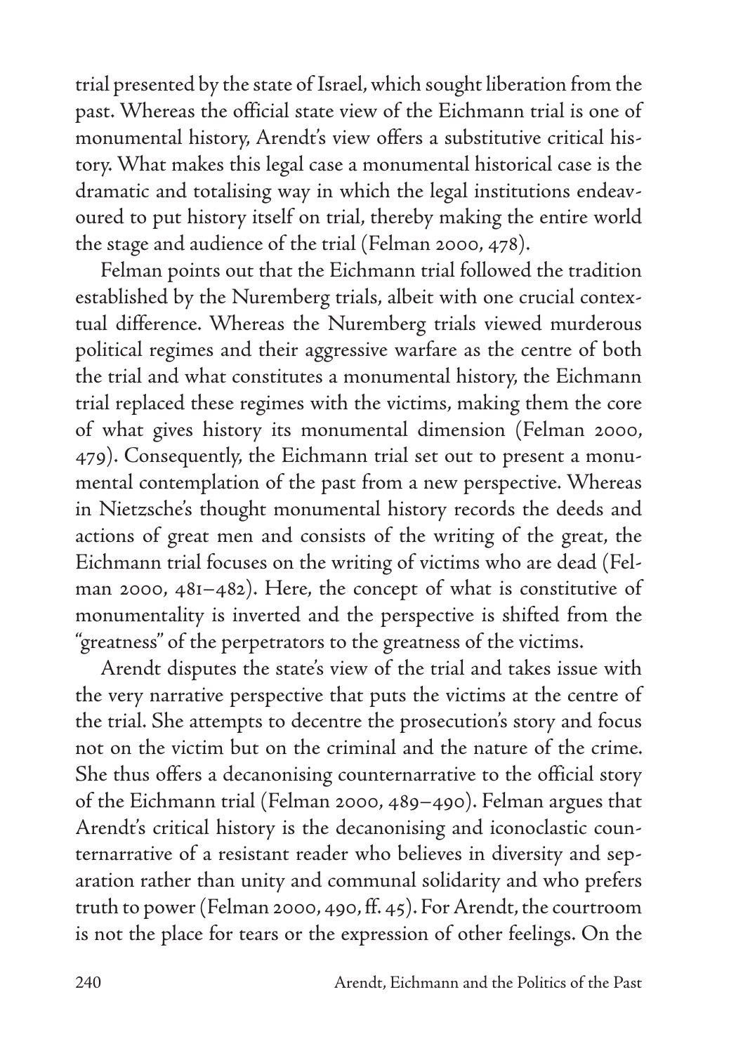trial presented by the state of Israel, which sought liberation from the past. Whereas the official state view of the Eichmann trial is one of monumental history, Arendt's view offers a substitutive critical history. What makes this legal case a monumental historical case is the dramatic and totalising way in which the legal institutions endeavoured to put history itself on trial, thereby making the entire world the stage and audience of the trial (Felman 2000, 478).

Felman points out that the Eichmann trial followed the tradition established by the Nuremberg trials, albeit with one crucial contextual difference. Whereas the Nuremberg trials viewed murderous political regimes and their aggressive warfare as the centre of both the trial and what constitutes a monumental history, the Eichmann trial replaced these regimes with the victims, making them the core of what gives history its monumental dimension (Felman 2000, 479). Consequently, the Eichmann trial set out to present a monumental contemplation of the past from a new perspective. Whereas in Nietzsche's thought monumental history records the deeds and actions of great men and consists of the writing of the great, the Eichmann trial focuses on the writing of victims who are dead (Felman 2000, 481–482). Here, the concept of what is constitutive of monumentality is inverted and the perspective is shifted from the "greatness" of the perpetrators to the greatness of the victims.

Arendt disputes the state's view of the trial and takes issue with the very narrative perspective that puts the victims at the centre of the trial. She attempts to decentre the prosecution's story and focus not on the victim but on the criminal and the nature of the crime. She thus offers a decanonising counternarrative to the official story of the Eichmann trial (Felman 2000, 489–490). Felman argues that Arendt's critical history is the decanonising and iconoclastic counternarrative of a resistant reader who believes in diversity and separation rather than unity and communal solidarity and who prefers truth to power (Felman 2000, 490, ff. 45). For Arendt, the courtroom is not the place for tears or the expression of other feelings. On the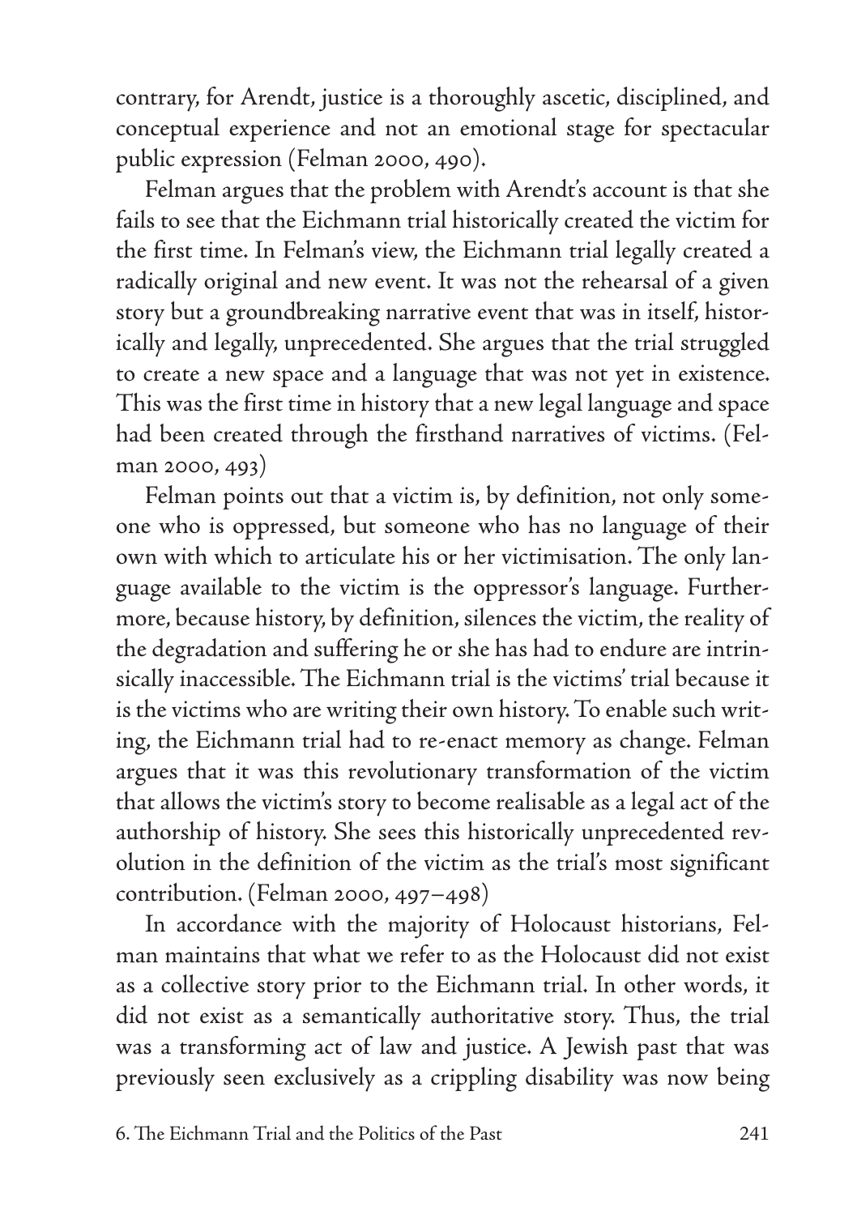contrary, for Arendt, justice is a thoroughly ascetic, disciplined, and conceptual experience and not an emotional stage for spectacular public expression (Felman 2000, 490).

Felman argues that the problem with Arendt's account is that she fails to see that the Eichmann trial historically created the victim for the first time. In Felman's view, the Eichmann trial legally created a radically original and new event. It was not the rehearsal of a given story but a groundbreaking narrative event that was in itself, historically and legally, unprecedented. She argues that the trial struggled to create a new space and a language that was not yet in existence. This was the first time in history that a new legal language and space had been created through the firsthand narratives of victims. (Felman 2000, 493)

Felman points out that a victim is, by definition, not only someone who is oppressed, but someone who has no language of their own with which to articulate his or her victimisation. The only language available to the victim is the oppressor's language. Furthermore, because history, by definition, silences the victim, the reality of the degradation and suffering he or she has had to endure are intrinsically inaccessible. The Eichmann trial is the victims' trial because it is the victims who are writing their own history. To enable such writing, the Eichmann trial had to re-enact memory as change. Felman argues that it was this revolutionary transformation of the victim that allows the victim's story to become realisable as a legal act of the authorship of history. She sees this historically unprecedented revolution in the definition of the victim as the trial's most significant contribution. (Felman 2000, 497–498)

In accordance with the majority of Holocaust historians, Felman maintains that what we refer to as the Holocaust did not exist as a collective story prior to the Eichmann trial. In other words, it did not exist as a semantically authoritative story. Thus, the trial was a transforming act of law and justice. A Jewish past that was previously seen exclusively as a crippling disability was now being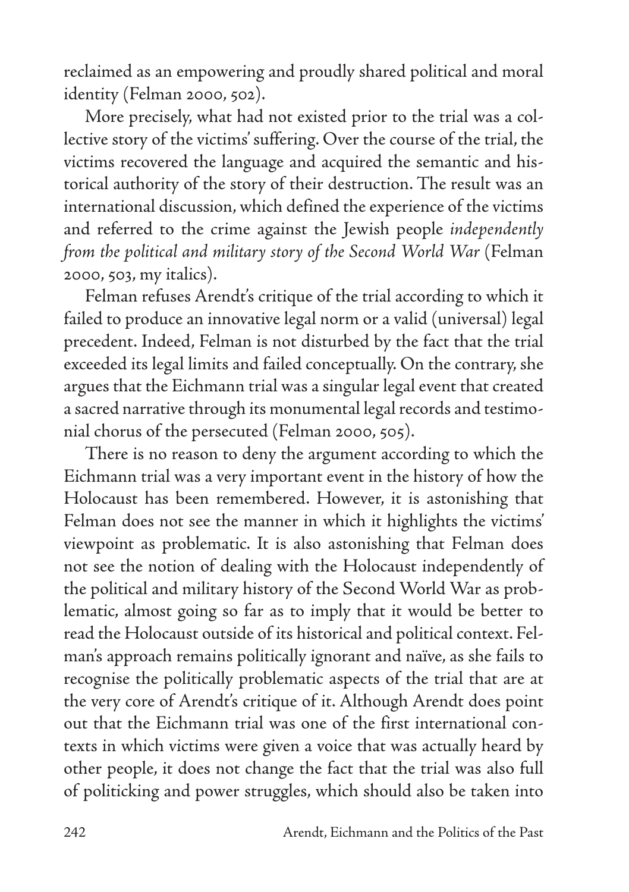reclaimed as an empowering and proudly shared political and moral identity (Felman 2000, 502).

More precisely, what had not existed prior to the trial was a collective story of the victims' suffering. Over the course of the trial, the victims recovered the language and acquired the semantic and historical authority of the story of their destruction. The result was an international discussion, which defined the experience of the victims and referred to the crime against the Jewish people *independently from the political and military story of the Second World War* (Felman 2000, 503, my italics).

Felman refuses Arendt's critique of the trial according to which it failed to produce an innovative legal norm or a valid (universal) legal precedent. Indeed, Felman is not disturbed by the fact that the trial exceeded its legal limits and failed conceptually. On the contrary, she argues that the Eichmann trial was a singular legal event that created a sacred narrative through its monumental legal records and testimonial chorus of the persecuted (Felman 2000, 505).

There is no reason to deny the argument according to which the Eichmann trial was a very important event in the history of how the Holocaust has been remembered. However, it is astonishing that Felman does not see the manner in which it highlights the victims' viewpoint as problematic. It is also astonishing that Felman does not see the notion of dealing with the Holocaust independently of the political and military history of the Second World War as problematic, almost going so far as to imply that it would be better to read the Holocaust outside of its historical and political context. Felman's approach remains politically ignorant and naïve, as she fails to recognise the politically problematic aspects of the trial that are at the very core of Arendt's critique of it. Although Arendt does point out that the Eichmann trial was one of the first international contexts in which victims were given a voice that was actually heard by other people, it does not change the fact that the trial was also full of politicking and power struggles, which should also be taken into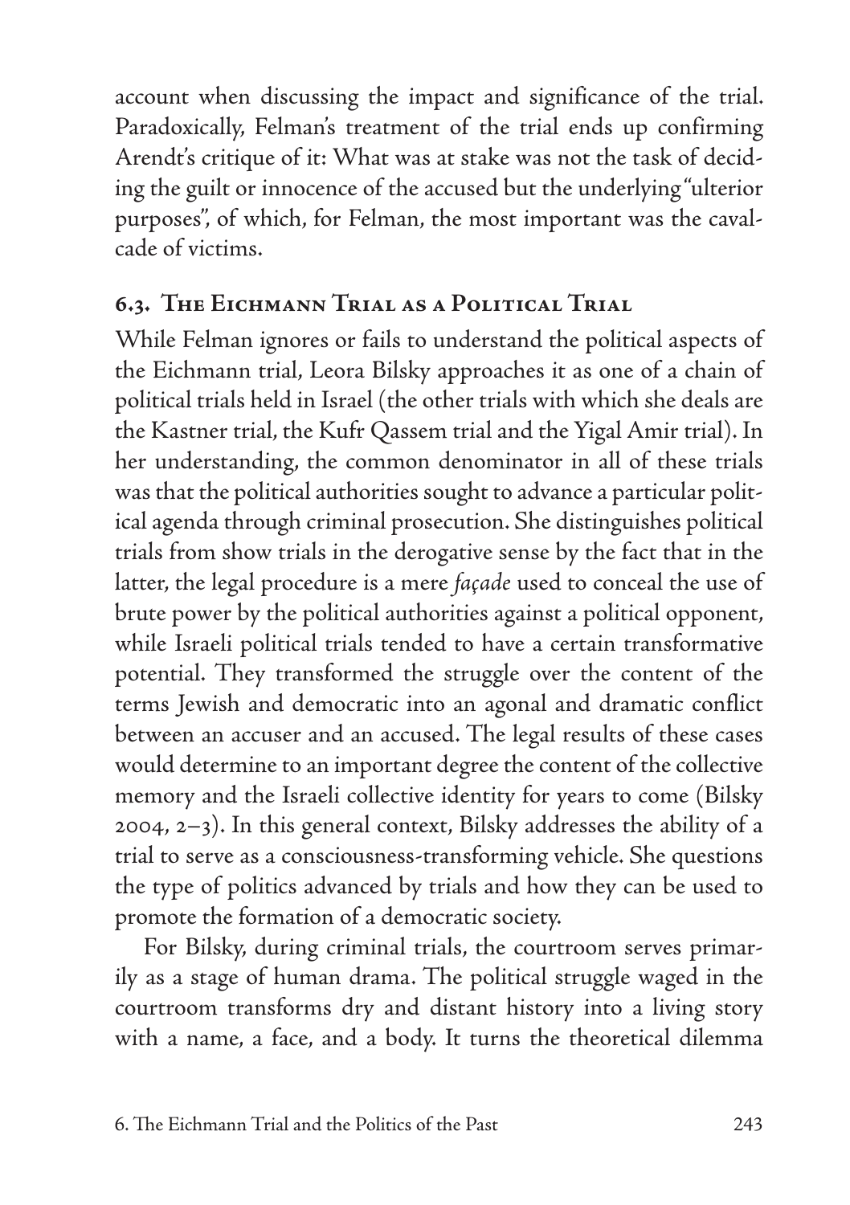account when discussing the impact and significance of the trial. Paradoxically, Felman's treatment of the trial ends up confirming Arendt's critique of it: What was at stake was not the task of deciding the guilt or innocence of the accused but the underlying "ulterior purposes", of which, for Felman, the most important was the cavalcade of victims.

## 6.3. The Eichmann Trial as a Political Trial

While Felman ignores or fails to understand the political aspects of the Eichmann trial, Leora Bilsky approaches it as one of a chain of political trials held in Israel (the other trials with which she deals are the Kastner trial, the Kufr Qassem trial and the Yigal Amir trial). In her understanding, the common denominator in all of these trials was that the political authorities sought to advance a particular political agenda through criminal prosecution. She distinguishes political trials from show trials in the derogative sense by the fact that in the latter, the legal procedure is a mere *façade* used to conceal the use of brute power by the political authorities against a political opponent, while Israeli political trials tended to have a certain transformative potential. They transformed the struggle over the content of the terms Jewish and democratic into an agonal and dramatic conflict between an accuser and an accused. The legal results of these cases would determine to an important degree the content of the collective memory and the Israeli collective identity for years to come (Bilsky 2004, 2–3). In this general context, Bilsky addresses the ability of a trial to serve as a consciousness-transforming vehicle. She questions the type of politics advanced by trials and how they can be used to promote the formation of a democratic society.

For Bilsky, during criminal trials, the courtroom serves primarily as a stage of human drama. The political struggle waged in the courtroom transforms dry and distant history into a living story with a name, a face, and a body. It turns the theoretical dilemma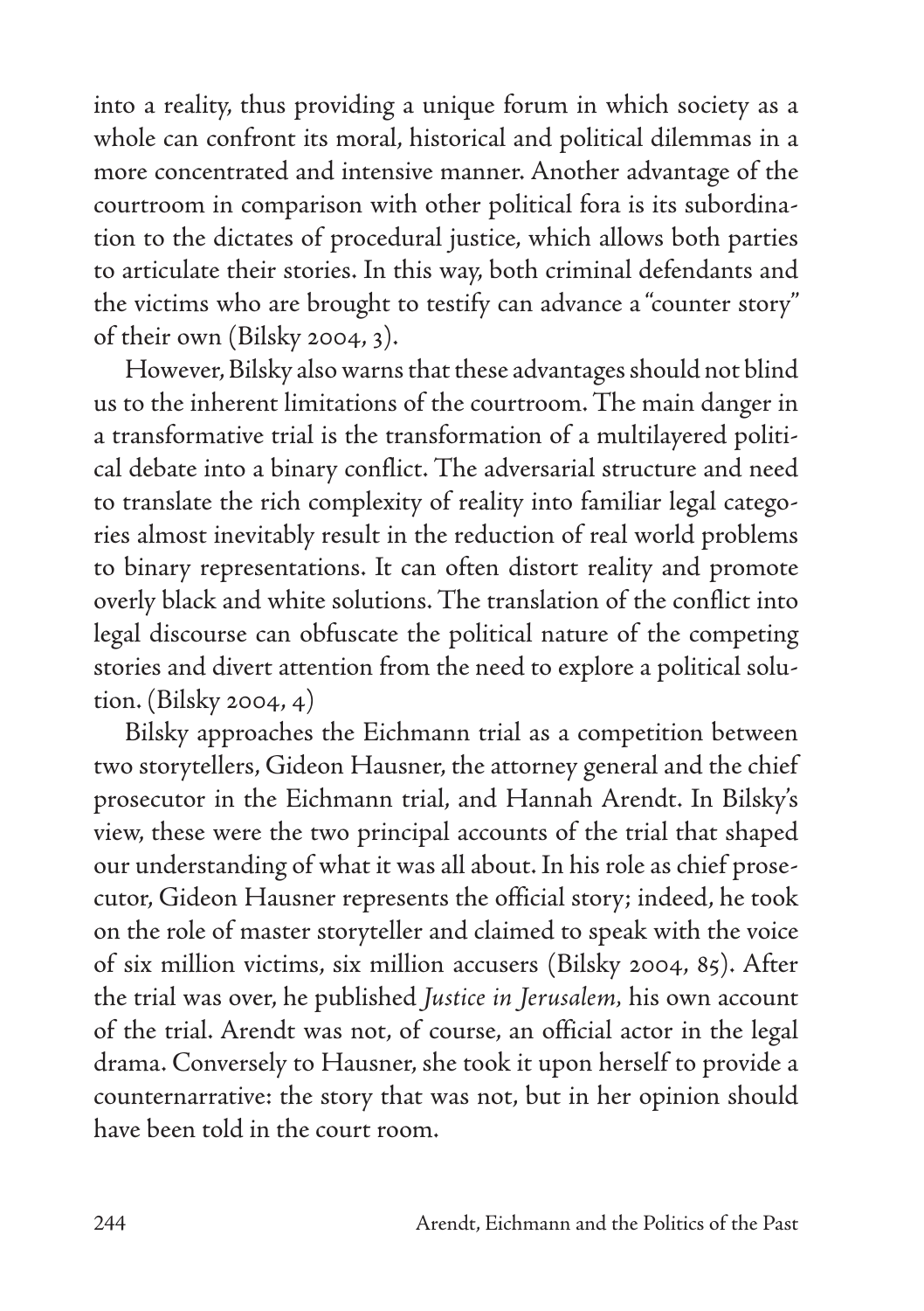into a reality, thus providing a unique forum in which society as a whole can confront its moral, historical and political dilemmas in a more concentrated and intensive manner. Another advantage of the courtroom in comparison with other political fora is its subordination to the dictates of procedural justice, which allows both parties to articulate their stories. In this way, both criminal defendants and the victims who are brought to testify can advance a "counter story" of their own (Bilsky 2004, 3).

However, Bilsky also warns that these advantages should not blind us to the inherent limitations of the courtroom. The main danger in a transformative trial is the transformation of a multilayered political debate into a binary conflict. The adversarial structure and need to translate the rich complexity of reality into familiar legal categories almost inevitably result in the reduction of real world problems to binary representations. It can often distort reality and promote overly black and white solutions. The translation of the conflict into legal discourse can obfuscate the political nature of the competing stories and divert attention from the need to explore a political solution. (Bilsky 2004, 4)

Bilsky approaches the Eichmann trial as a competition between two storytellers, Gideon Hausner, the attorney general and the chief prosecutor in the Eichmann trial, and Hannah Arendt. In Bilsky's view, these were the two principal accounts of the trial that shaped our understanding of what it was all about. In his role as chief prosecutor, Gideon Hausner represents the official story; indeed, he took on the role of master storyteller and claimed to speak with the voice of six million victims, six million accusers (Bilsky 2004, 85). After the trial was over, he published *Justice in Jerusalem*, his own account of the trial. Arendt was not, of course, an official actor in the legal drama. Conversely to Hausner, she took it upon herself to provide a counternarrative: the story that was not, but in her opinion should have been told in the court room.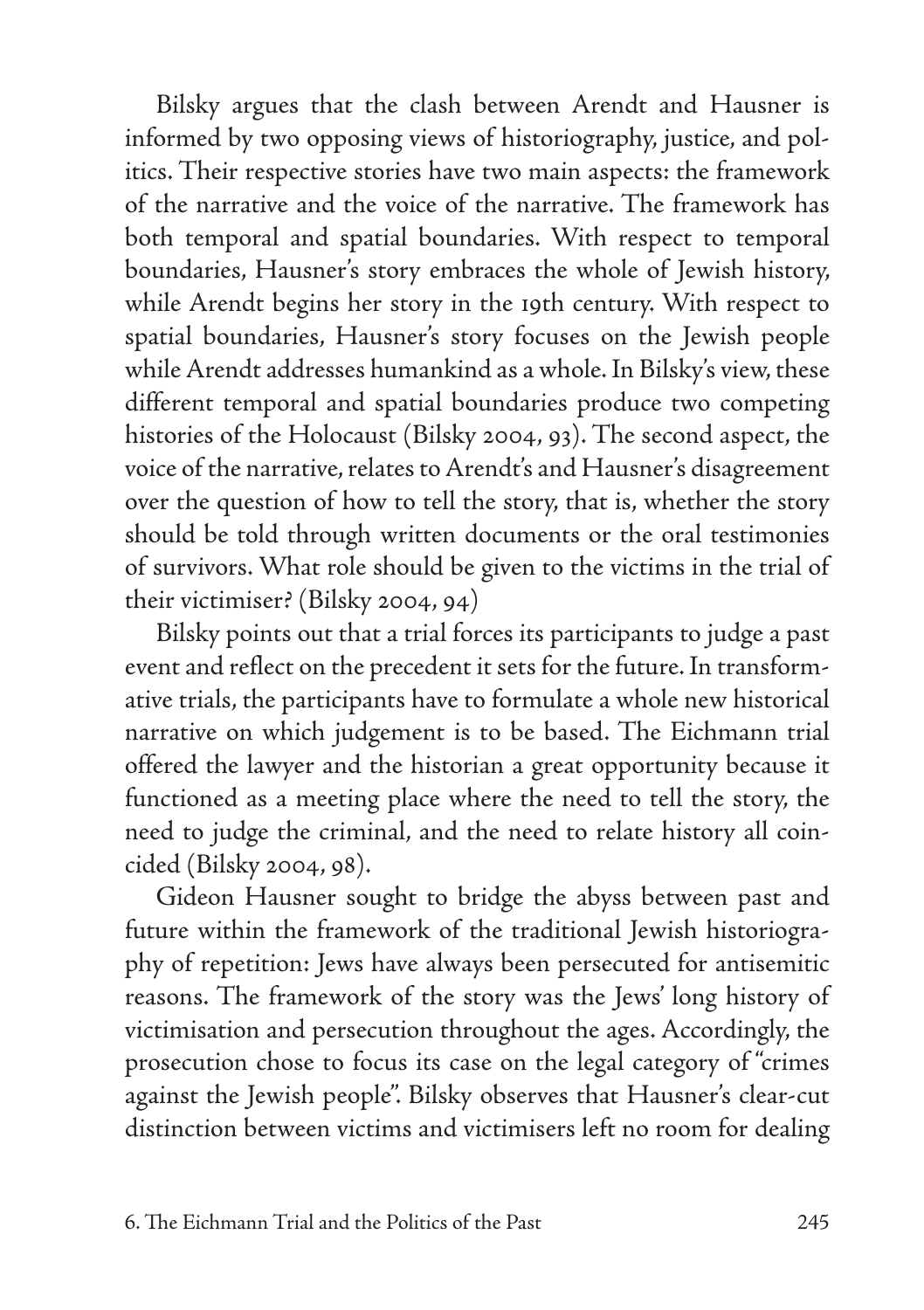Bilsky argues that the clash between Arendt and Hausner is informed by two opposing views of historiography, justice, and politics. Their respective stories have two main aspects: the framework of the narrative and the voice of the narrative. The framework has both temporal and spatial boundaries. With respect to temporal boundaries, Hausner's story embraces the whole of Jewish history, while Arendt begins her story in the 19th century. With respect to spatial boundaries, Hausner's story focuses on the Jewish people while Arendt addresses humankind as a whole. In Bilsky's view, these different temporal and spatial boundaries produce two competing histories of the Holocaust (Bilsky 2004, 93). The second aspect, the voice of the narrative, relates to Arendt's and Hausner's disagreement over the question of how to tell the story, that is, whether the story should be told through written documents or the oral testimonies of survivors. What role should be given to the victims in the trial of their victimiser? (Bilsky 2004, 94)

Bilsky points out that a trial forces its participants to judge a past event and reflect on the precedent it sets for the future. In transformative trials, the participants have to formulate a whole new historical narrative on which judgement is to be based. The Eichmann trial offered the lawyer and the historian a great opportunity because it functioned as a meeting place where the need to tell the story, the need to judge the criminal, and the need to relate history all coincided (Bilsky 2004, 98).

Gideon Hausner sought to bridge the abyss between past and future within the framework of the traditional Jewish historiography of repetition: Jews have always been persecuted for antisemitic reasons. The framework of the story was the Jews' long history of victimisation and persecution throughout the ages. Accordingly, the prosecution chose to focus its case on the legal category of "crimes against the Jewish people". Bilsky observes that Hausner's clear-cut distinction between victims and victimisers left no room for dealing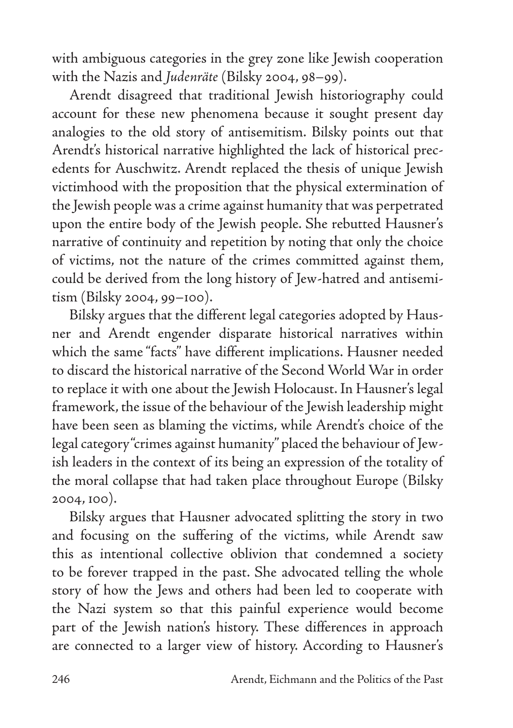with ambiguous categories in the grey zone like Jewish cooperation with the Nazis and *Judenräte* (Bilsky 2004, 98–99).

Arendt disagreed that traditional Jewish historiography could account for these new phenomena because it sought present day analogies to the old story of antisemitism. Bilsky points out that Arendt's historical narrative highlighted the lack of historical precedents for Auschwitz. Arendt replaced the thesis of unique Jewish victimhood with the proposition that the physical extermination of the Jewish people was a crime against humanity that was perpetrated upon the entire body of the Jewish people. She rebutted Hausner's narrative of continuity and repetition by noting that only the choice of victims, not the nature of the crimes committed against them, could be derived from the long history of Jew-hatred and antisemitism (Bilsky 2004, 99–100).

Bilsky argues that the different legal categories adopted by Hausner and Arendt engender disparate historical narratives within which the same "facts" have different implications. Hausner needed to discard the historical narrative of the Second World War in order to replace it with one about the Jewish Holocaust. In Hausner's legal framework, the issue of the behaviour of the Jewish leadership might have been seen as blaming the victims, while Arendt's choice of the legal category "crimes against humanity" placed the behaviour of Jewish leaders in the context of its being an expression of the totality of the moral collapse that had taken place throughout Europe (Bilsky 2004, 100).

Bilsky argues that Hausner advocated splitting the story in two and focusing on the suffering of the victims, while Arendt saw this as intentional collective oblivion that condemned a society to be forever trapped in the past. She advocated telling the whole story of how the Jews and others had been led to cooperate with the Nazi system so that this painful experience would become part of the Jewish nation's history. These differences in approach are connected to a larger view of history. According to Hausner's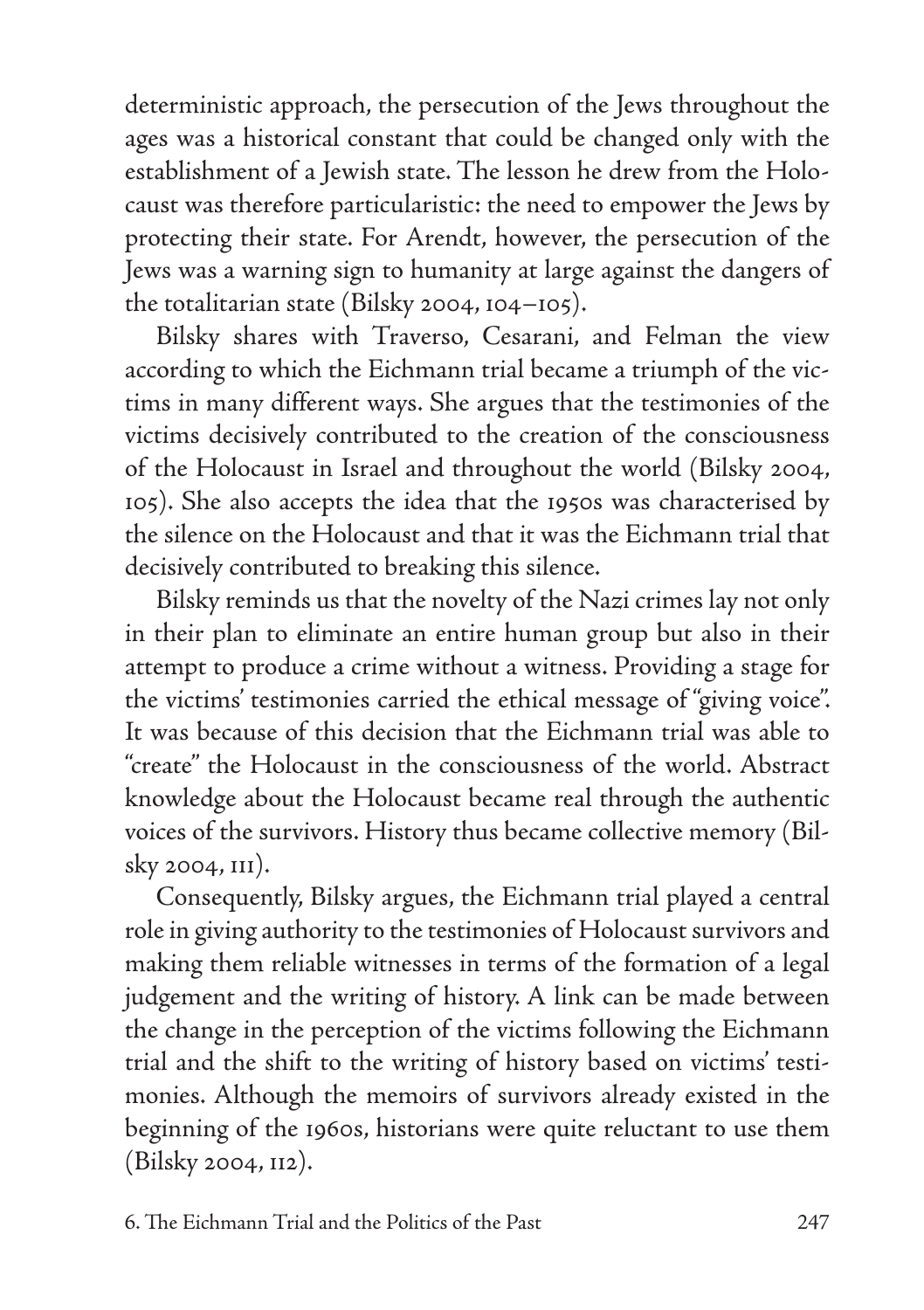deterministic approach, the persecution of the Jews throughout the ages was a historical constant that could be changed only with the establishment of a Jewish state. The lesson he drew from the Holocaust was therefore particularistic: the need to empower the Jews by protecting their state. For Arendt, however, the persecution of the Jews was a warning sign to humanity at large against the dangers of the totalitarian state (Bilsky 2004, 104–105).

Bilsky shares with Traverso, Cesarani, and Felman the view according to which the Eichmann trial became a triumph of the victims in many different ways. She argues that the testimonies of the victims decisively contributed to the creation of the consciousness of the Holocaust in Israel and throughout the world (Bilsky 2004, 105). She also accepts the idea that the 1950s was characterised by the silence on the Holocaust and that it was the Eichmann trial that decisively contributed to breaking this silence.

Bilsky reminds us that the novelty of the Nazi crimes lay not only in their plan to eliminate an entire human group but also in their attempt to produce a crime without a witness. Providing a stage for the victims' testimonies carried the ethical message of "giving voice". It was because of this decision that the Eichmann trial was able to "create" the Holocaust in the consciousness of the world. Abstract knowledge about the Holocaust became real through the authentic voices of the survivors. History thus became collective memory (Bilsky 2004, 111).

Consequently, Bilsky argues, the Eichmann trial played a central role in giving authority to the testimonies of Holocaust survivors and making them reliable witnesses in terms of the formation of a legal judgement and the writing of history. A link can be made between the change in the perception of the victims following the Eichmann trial and the shift to the writing of history based on victims' testimonies. Although the memoirs of survivors already existed in the beginning of the 1960s, historians were quite reluctant to use them (Bilsky 2004, 112).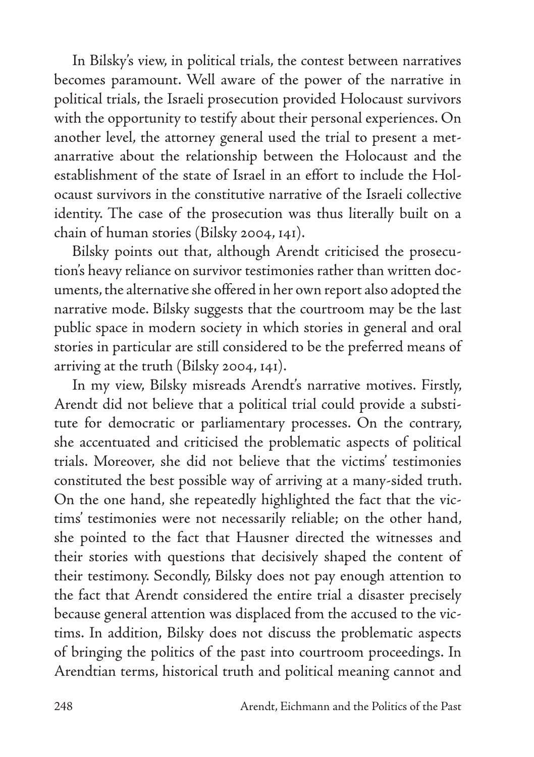In Bilsky's view, in political trials, the contest between narratives becomes paramount. Well aware of the power of the narrative in political trials, the Israeli prosecution provided Holocaust survivors with the opportunity to testify about their personal experiences. On another level, the attorney general used the trial to present a metanarrative about the relationship between the Holocaust and the establishment of the state of Israel in an effort to include the Holocaust survivors in the constitutive narrative of the Israeli collective identity. The case of the prosecution was thus literally built on a chain of human stories (Bilsky 2004, 141).

Bilsky points out that, although Arendt criticised the prosecution's heavy reliance on survivor testimonies rather than written documents, the alternative she offered in her own report also adopted the narrative mode. Bilsky suggests that the courtroom may be the last public space in modern society in which stories in general and oral stories in particular are still considered to be the preferred means of arriving at the truth (Bilsky 2004, 141).

In my view, Bilsky misreads Arendt's narrative motives. Firstly, Arendt did not believe that a political trial could provide a substitute for democratic or parliamentary processes. On the contrary, she accentuated and criticised the problematic aspects of political trials. Moreover, she did not believe that the victims' testimonies constituted the best possible way of arriving at a many-sided truth. On the one hand, she repeatedly highlighted the fact that the victims' testimonies were not necessarily reliable; on the other hand, she pointed to the fact that Hausner directed the witnesses and their stories with questions that decisively shaped the content of their testimony. Secondly, Bilsky does not pay enough attention to the fact that Arendt considered the entire trial a disaster precisely because general attention was displaced from the accused to the victims. In addition, Bilsky does not discuss the problematic aspects of bringing the politics of the past into courtroom proceedings. In Arendtian terms, historical truth and political meaning cannot and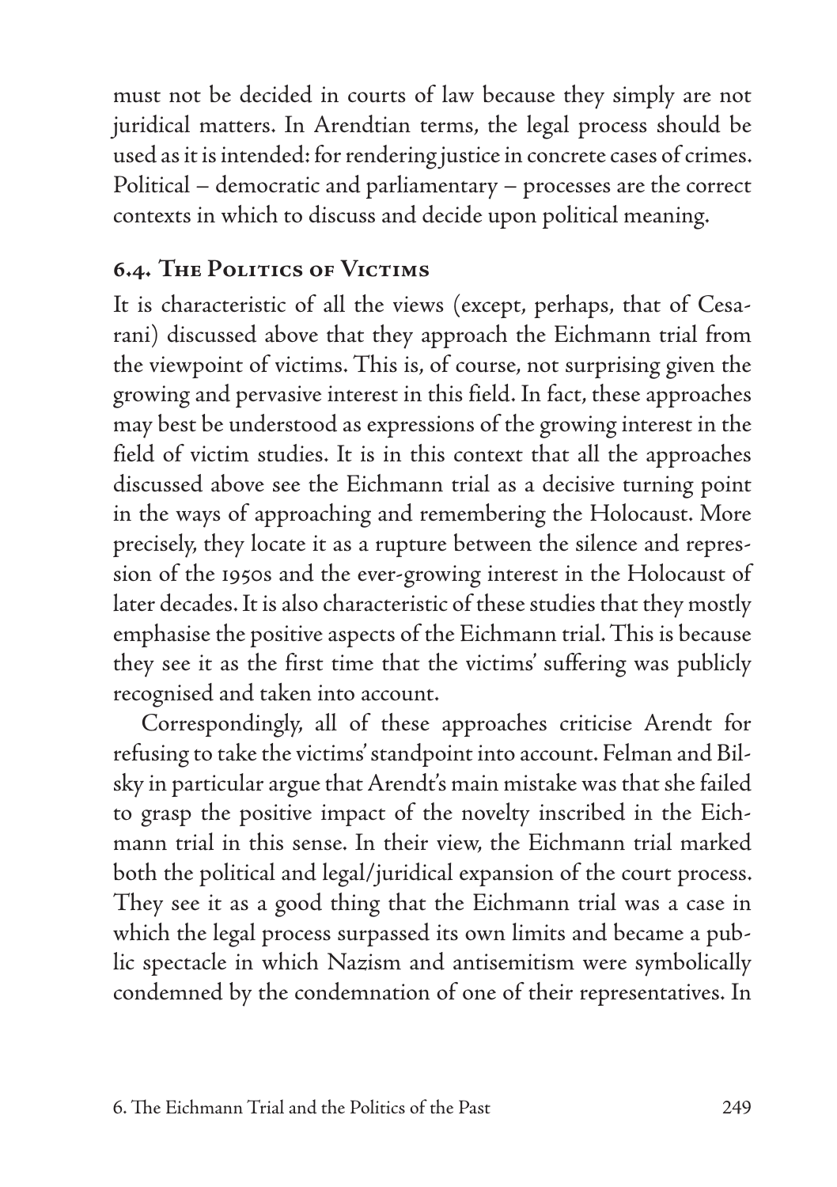must not be decided in courts of law because they simply are not juridical matters. In Arendtian terms, the legal process should be used as it is intended: for rendering justice in concrete cases of crimes. Political – democratic and parliamentary – processes are the correct contexts in which to discuss and decide upon political meaning.

## 6.4. The Politics of Victims

It is characteristic of all the views (except, perhaps, that of Cesarani) discussed above that they approach the Eichmann trial from the viewpoint of victims. This is, of course, not surprising given the growing and pervasive interest in this field. In fact, these approaches may best be understood as expressions of the growing interest in the field of victim studies. It is in this context that all the approaches discussed above see the Eichmann trial as a decisive turning point in the ways of approaching and remembering the Holocaust. More precisely, they locate it as a rupture between the silence and repression of the 1950s and the ever-growing interest in the Holocaust of later decades. It is also characteristic of these studies that they mostly emphasise the positive aspects of the Eichmann trial. This is because they see it as the first time that the victims' suffering was publicly recognised and taken into account.

Correspondingly, all of these approaches criticise Arendt for refusing to take the victims' standpoint into account. Felman and Bilsky in particular argue that Arendt's main mistake was that she failed to grasp the positive impact of the novelty inscribed in the Eichmann trial in this sense. In their view, the Eichmann trial marked both the political and legal/juridical expansion of the court process. They see it as a good thing that the Eichmann trial was a case in which the legal process surpassed its own limits and became a public spectacle in which Nazism and antisemitism were symbolically condemned by the condemnation of one of their representatives. In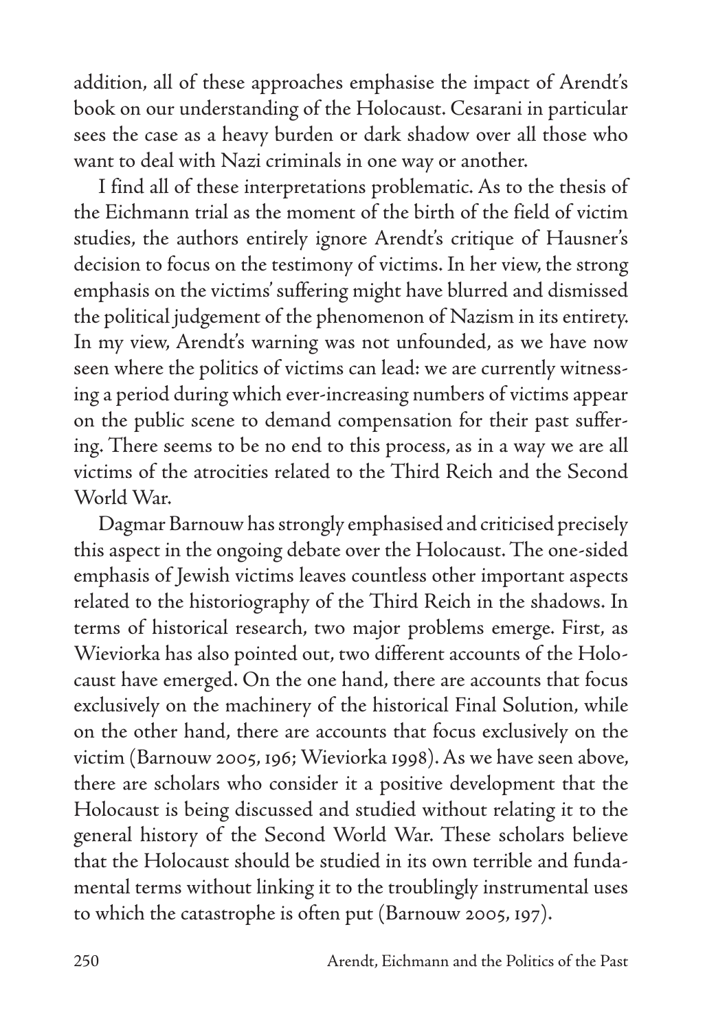addition, all of these approaches emphasise the impact of Arendt's book on our understanding of the Holocaust. Cesarani in particular sees the case as a heavy burden or dark shadow over all those who want to deal with Nazi criminals in one way or another.

I find all of these interpretations problematic. As to the thesis of the Eichmann trial as the moment of the birth of the field of victim studies, the authors entirely ignore Arendt's critique of Hausner's decision to focus on the testimony of victims. In her view, the strong emphasis on the victims' suffering might have blurred and dismissed the political judgement of the phenomenon of Nazism in its entirety. In my view, Arendt's warning was not unfounded, as we have now seen where the politics of victims can lead: we are currently witnessing a period during which ever-increasing numbers of victims appear on the public scene to demand compensation for their past suffering. There seems to be no end to this process, as in a way we are all victims of the atrocities related to the Third Reich and the Second World War.

Dagmar Barnouw has strongly emphasised and criticised precisely this aspect in the ongoing debate over the Holocaust. The one-sided emphasis of Jewish victims leaves countless other important aspects related to the historiography of the Third Reich in the shadows. In terms of historical research, two major problems emerge. First, as Wieviorka has also pointed out, two different accounts of the Holocaust have emerged. On the one hand, there are accounts that focus exclusively on the machinery of the historical Final Solution, while on the other hand, there are accounts that focus exclusively on the victim (Barnouw 2005, 196; Wieviorka 1998). As we have seen above, there are scholars who consider it a positive development that the Holocaust is being discussed and studied without relating it to the general history of the Second World War. These scholars believe that the Holocaust should be studied in its own terrible and fundamental terms without linking it to the troublingly instrumental uses to which the catastrophe is often put (Barnouw 2005, 197).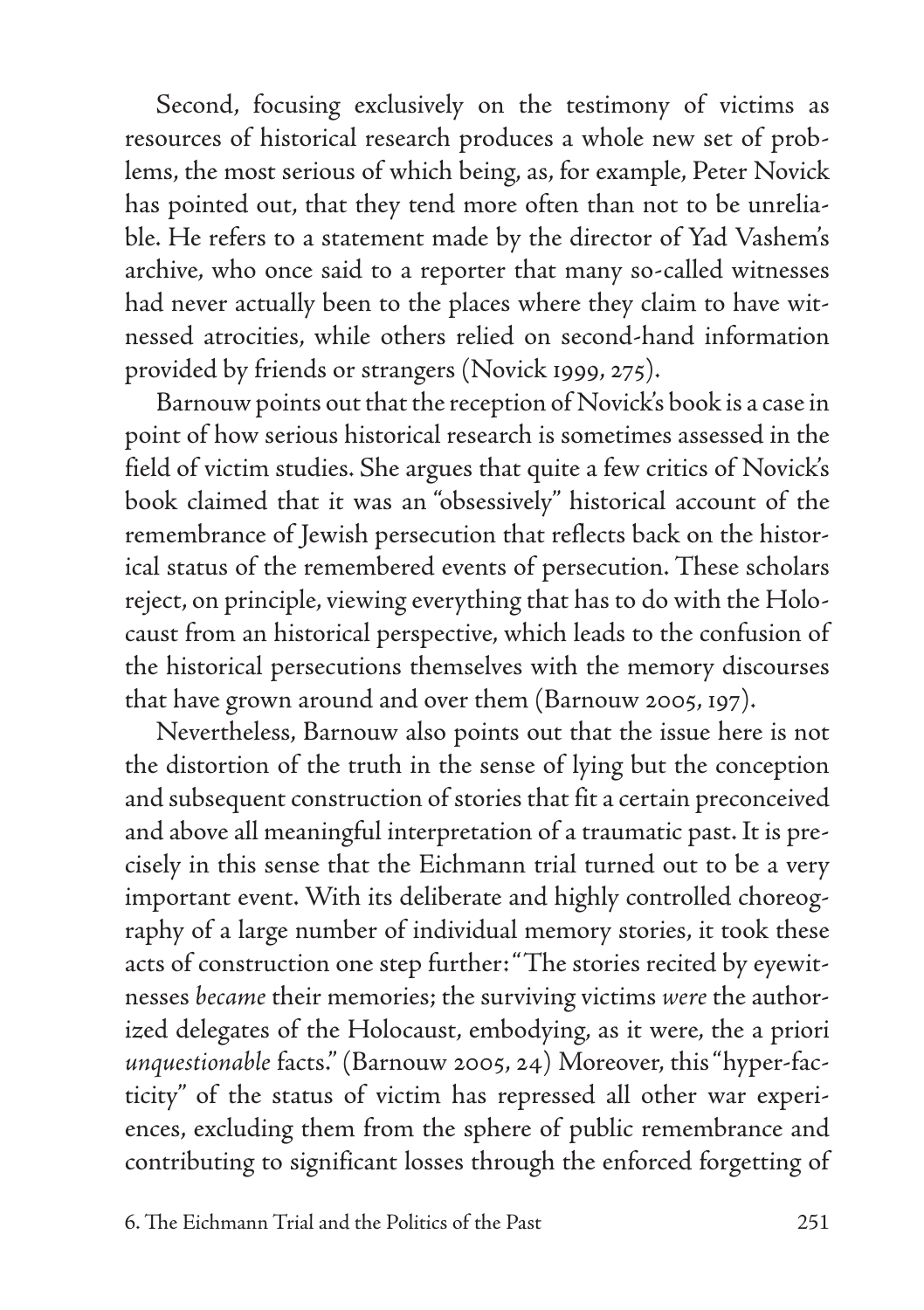Second, focusing exclusively on the testimony of victims as resources of historical research produces a whole new set of problems, the most serious of which being, as, for example, Peter Novick has pointed out, that they tend more often than not to be unreliable. He refers to a statement made by the director of Yad Vashem's archive, who once said to a reporter that many so-called witnesses had never actually been to the places where they claim to have witnessed atrocities, while others relied on second-hand information provided by friends or strangers (Novick 1999, 275).

Barnouw points out that the reception of Novick's book is a case in point of how serious historical research is sometimes assessed in the field of victim studies. She argues that quite a few critics of Novick's book claimed that it was an "obsessively" historical account of the remembrance of Jewish persecution that reflects back on the historical status of the remembered events of persecution. These scholars reject, on principle, viewing everything that has to do with the Holocaust from an historical perspective, which leads to the confusion of the historical persecutions themselves with the memory discourses that have grown around and over them (Barnouw 2005, 197).

Nevertheless, Barnouw also points out that the issue here is not the distortion of the truth in the sense of lying but the conception and subsequent construction of stories that fit a certain preconceived and above all meaningful interpretation of a traumatic past. It is precisely in this sense that the Eichmann trial turned out to be a very important event. With its deliberate and highly controlled choreography of a large number of individual memory stories, it took these acts of construction one step further: "The stories recited by eyewitnesses *became* their memories; the surviving victims *were* the authorized delegates of the Holocaust, embodying, as it were, the a priori *unquestionable* facts." (Barnouw 2005, 24) Moreover, this "hyper-facticity" of the status of victim has repressed all other war experiences, excluding them from the sphere of public remembrance and contributing to significant losses through the enforced forgetting of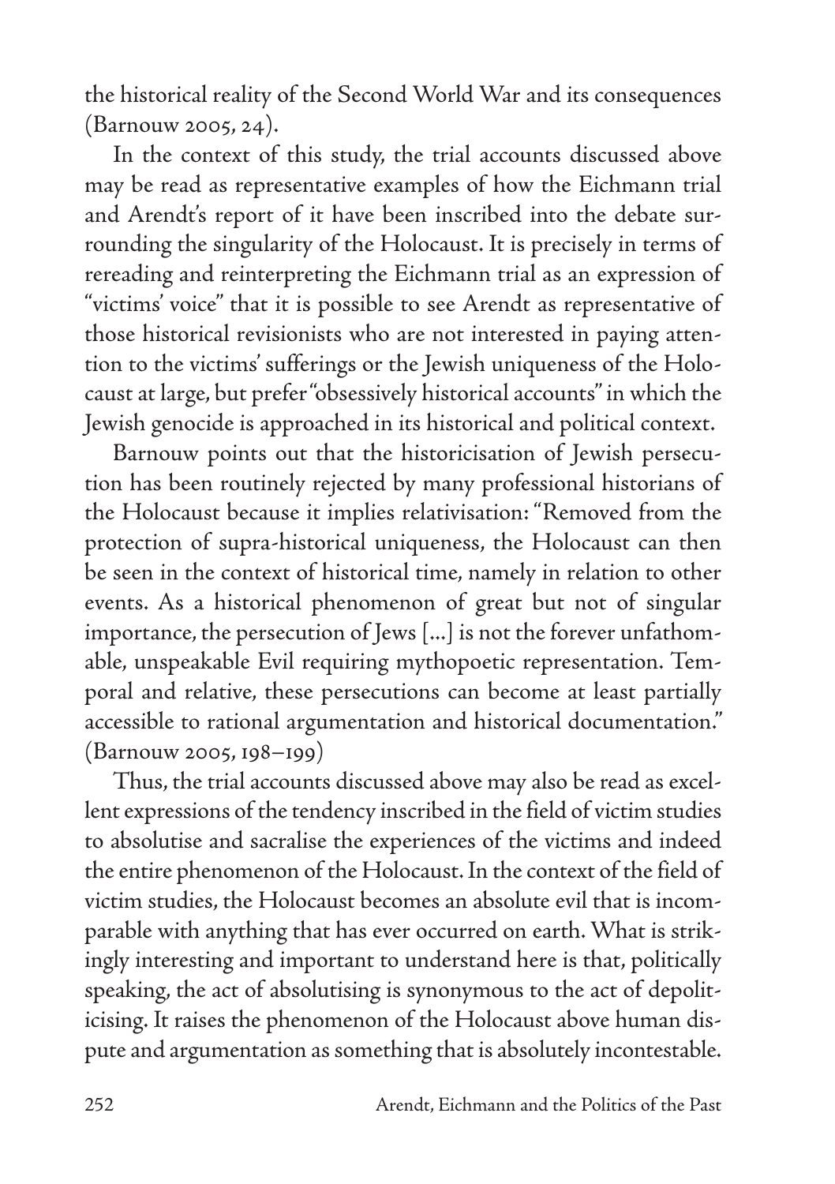the historical reality of the Second World War and its consequences (Barnouw 2005, 24).

In the context of this study, the trial accounts discussed above may be read as representative examples of how the Eichmann trial and Arendt's report of it have been inscribed into the debate surrounding the singularity of the Holocaust. It is precisely in terms of rereading and reinterpreting the Eichmann trial as an expression of "victims' voice" that it is possible to see Arendt as representative of those historical revisionists who are not interested in paying attention to the victims' sufferings or the Jewish uniqueness of the Holocaust at large, but prefer "obsessively historical accounts" in which the Jewish genocide is approached in its historical and political context.

Barnouw points out that the historicisation of Jewish persecution has been routinely rejected by many professional historians of the Holocaust because it implies relativisation: "Removed from the protection of supra-historical uniqueness, the Holocaust can then be seen in the context of historical time, namely in relation to other events. As a historical phenomenon of great but not of singular importance, the persecution of Jews [...] is not the forever unfathomable, unspeakable Evil requiring mythopoetic representation. Temporal and relative, these persecutions can become at least partially accessible to rational argumentation and historical documentation." (Barnouw 2005, 198–199)

Thus, the trial accounts discussed above may also be read as excellent expressions of the tendency inscribed in the field of victim studies to absolutise and sacralise the experiences of the victims and indeed the entire phenomenon of the Holocaust. In the context of the field of victim studies, the Holocaust becomes an absolute evil that is incomparable with anything that has ever occurred on earth. What is strikingly interesting and important to understand here is that, politically speaking, the act of absolutising is synonymous to the act of depoliticising. It raises the phenomenon of the Holocaust above human dispute and argumentation as something that is absolutely incontestable.